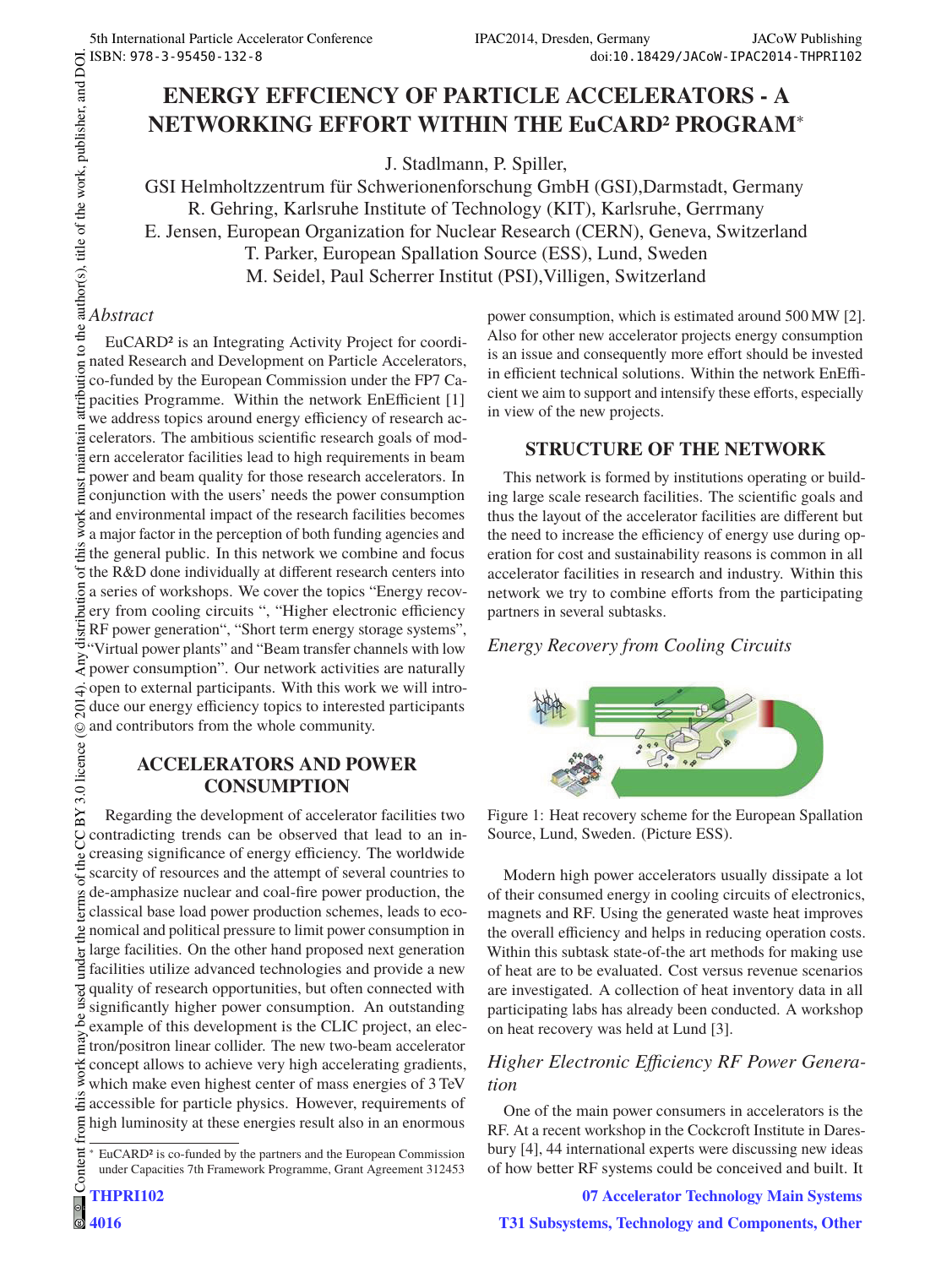# ENERGY EFFCIENCY OF PARTICLE ACCELERATORS - A NETWORKING EFFORT WITHIN THE EuCARD² PROGRAM*

J. Stadlmann, P. Spiller,
GSI Helmholtzzentrum für Schwerionenforschung GmbH (GSI),Darmstadt, Germany
R. Gehring, Karlsruhe Institute of Technology (KIT), Karlsruhe, Gerrmany
E. Jensen, European Organization for Nuclear Research (CERN), Geneva, Switzerland
T. Parker, European Spallation Source (ESS), Lund, Sweden
M. Seidel, Paul Scherrer Institut (PSI),Villigen, Switzerland

*Abstract*

EuCARD² is an Integrating Activity Project for coordinated Research and Development on Particle Accelerators, co-funded by the European Commission under the FP7 Capacities Programme. Within the network EnEfficient [1] we address topics around energy efficiency of research accelerators. The ambitious scientific research goals of modern accelerator facilities lead to high requirements in beam power and beam quality for those research accelerators. In conjunction with the users' needs the power consumption and environmental impact of the research facilities becomes a major factor in the perception of both funding agencies and the general public. In this network we combine and focus the R&D done individually at different research centers into a series of workshops. We cover the topics "Energy recovery from cooling circuits ", "Higher electronic efficiency RF power generation", "Short term energy storage systems", "Virtual power plants" and "Beam transfer channels with low power consumption". Our network activities are naturally open to external participants. With this work we will introduce our energy efficiency topics to interested participants and contributors from the whole community.

## ACCELERATORS AND POWER CONSUMPTION

Regarding the development of accelerator facilities two contradicting trends can be observed that lead to an increasing significance of energy efficiency. The worldwide scarcity of resources and the attempt of several countries to de-amphasize nuclear and coal-fire power production, the classical base load power production schemes, leads to economical and political pressure to limit power consumption in large facilities. On the other hand proposed next generation facilities utilize advanced technologies and provide a new quality of research opportunities, but often connected with significantly higher power consumption. An outstanding example of this development is the CLIC project, an electron/positron linear collider. The new two-beam accelerator concept allows to achieve very high accelerating gradients, which make even highest center of mass energies of 3 TeV accessible for particle physics. However, requirements of high luminosity at these energies result also in an enormous power consumption, which is estimated around 500 MW [2]. Also for other new accelerator projects energy consumption is an issue and consequently more effort should be invested in efficient technical solutions. Within the network EnEfficient we aim to support and intensify these efforts, especially in view of the new projects.

* EuCARD² is co-funded by the partners and the European Commission under Capacities 7th Framework Programme, Grant Agreement 312453

## STRUCTURE OF THE NETWORK

This network is formed by institutions operating or building large scale research facilities. The scientific goals and thus the layout of the accelerator facilities are different but the need to increase the efficiency of energy use during operation for cost and sustainability reasons is common in all accelerator facilities in research and industry. Within this network we try to combine efforts from the participating partners in several subtasks.

### *Energy Recovery from Cooling Circuits*

Figure 1: Heat recovery scheme for the European Spallation Source, Lund, Sweden. (Picture ESS).

Modern high power accelerators usually dissipate a lot of their consumed energy in cooling circuits of electronics, magnets and RF. Using the generated waste heat improves the overall efficiency and helps in reducing operation costs. Within this subtask state-of-the art methods for making use of heat are to be evaluated. Cost versus revenue scenarios are investigated. A collection of heat inventory data in all participating labs has already been conducted. A workshop on heat recovery was held at Lund [3].

### *Higher Electronic Efficiency RF Power Generation*

One of the main power consumers in accelerators is the RF. At a recent workshop in the Cockcroft Institute in Daresbury [4], 44 international experts were discussing new ideas of how better RF systems could be conceived and built. It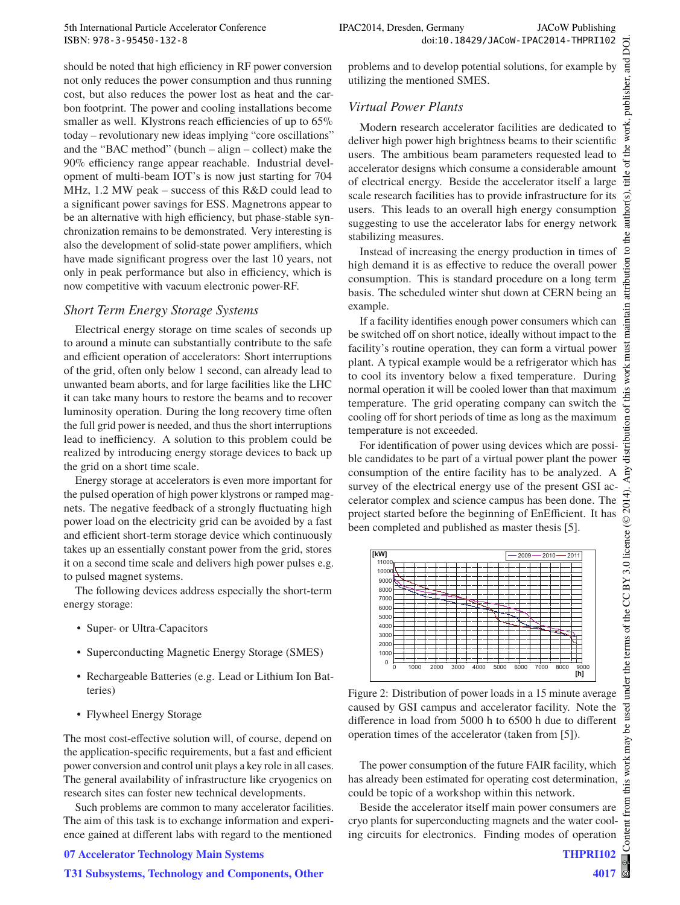should be noted that high efficiency in RF power conversion not only reduces the power consumption and thus running cost, but also reduces the power lost as heat and the carbon footprint. The power and cooling installations become smaller as well. Klystrons reach efficiencies of up to 65% today – revolutionary new ideas implying "core oscillations" and the "BAC method" (bunch – align – collect) make the 90% efficiency range appear reachable. Industrial development of multi-beam IOT's is now just starting for 704 MHz, 1.2 MW peak – success of this R&D could lead to a significant power savings for ESS. Magnetrons appear to be an alternative with high efficiency, but phase-stable synchronization remains to be demonstrated. Very interesting is also the development of solid-state power amplifiers, which have made significant progress over the last 10 years, not only in peak performance but also in efficiency, which is now competitive with vacuum electronic power-RF.

### *Short Term Energy Storage Systems*

Electrical energy storage on time scales of seconds up to around a minute can substantially contribute to the safe and efficient operation of accelerators: Short interruptions of the grid, often only below 1 second, can already lead to unwanted beam aborts, and for large facilities like the LHC it can take many hours to restore the beams and to recover luminosity operation. During the long recovery time often the full grid power is needed, and thus the short interruptions lead to inefficiency. A solution to this problem could be realized by introducing energy storage devices to back up the grid on a short time scale.

Energy storage at accelerators is even more important for the pulsed operation of high power klystrons or ramped magnets. The negative feedback of a strongly fluctuating high power load on the electricity grid can be avoided by a fast and efficient short-term storage device which continuously takes up an essentially constant power from the grid, stores it on a second time scale and delivers high power pulses e.g. to pulsed magnet systems.

The following devices address especially the short-term energy storage:

- Super- or Ultra-Capacitors
- Superconducting Magnetic Energy Storage (SMES)
- Rechargeable Batteries (e.g. Lead or Lithium Ion Batteries)
- Flywheel Energy Storage

The most cost-effective solution will, of course, depend on the application-specific requirements, but a fast and efficient power conversion and control unit plays a key role in all cases. The general availability of infrastructure like cryogenics on research sites can foster new technical developments.

Such problems are common to many accelerator facilities. The aim of this task is to exchange information and experience gained at different labs with regard to the mentioned problems and to develop potential solutions, for example by utilizing the mentioned SMES.

### *Virtual Power Plants*

Modern research accelerator facilities are dedicated to deliver high power high brightness beams to their scientific users. The ambitious beam parameters requested lead to accelerator designs which consume a considerable amount of electrical energy. Beside the accelerator itself a large scale research facilities has to provide infrastructure for its users. This leads to an overall high energy consumption suggesting to use the accelerator labs for energy network stabilizing measures.

Instead of increasing the energy production in times of high demand it is as effective to reduce the overall power consumption. This is standard procedure on a long term basis. The scheduled winter shut down at CERN being an example.

If a facility identifies enough power consumers which can be switched off on short notice, ideally without impact to the facility's routine operation, they can form a virtual power plant. A typical example would be a refrigerator which has to cool its inventory below a fixed temperature. During normal operation it will be cooled lower than that maximum temperature. The grid operating company can switch the cooling off for short periods of time as long as the maximum temperature is not exceeded.

For identification of power using devices which are possible candidates to be part of a virtual power plant the power consumption of the entire facility has to be analyzed. A survey of the electrical energy use of the present GSI accelerator complex and science campus has been done. The project started before the beginning of EnEfficient. It has been completed and published as master thesis [5].

Figure 2: Distribution of power loads in a 15 minute average caused by GSI campus and accelerator facility. Note the difference in load from 5000 h to 6500 h due to different operation times of the accelerator (taken from [5]).

The power consumption of the future FAIR facility, which has already been estimated for operating cost determination, could be topic of a workshop within this network.

Beside the accelerator itself main power consumers are cryo plants for superconducting magnets and the water cooling circuits for electronics. Finding modes of operation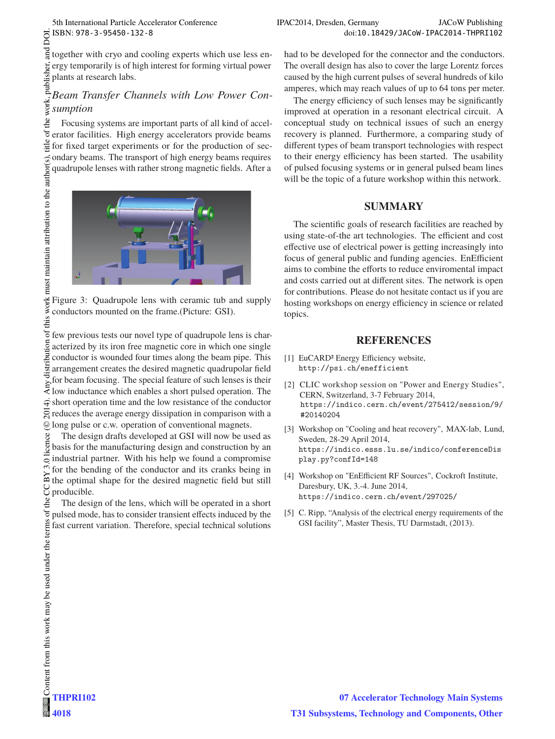together with cryo and cooling experts which use less energy temporarily is of high interest for forming virtual power plants at research labs.

### *Beam Transfer Channels with Low Power Consumption*

Focusing systems are important parts of all kind of accelerator facilities. High energy accelerators provide beams for fixed target experiments or for the production of secondary beams. The transport of high energy beams requires quadrupole lenses with rather strong magnetic fields. After a few previous tests our novel type of quadrupole lens is characterized by its iron free magnetic core in which one single conductor is wounded four times along the beam pipe. This arrangement creates the desired magnetic quadrupolar field for beam focusing. The special feature of such lenses is their low inductance which enables a short pulsed operation. The short operation time and the low resistance of the conductor reduces the average energy dissipation in comparison with a long pulse or c.w. operation of conventional magnets.

Figure 3: Quadrupole lens with ceramic tub and supply conductors mounted on the frame.(Picture: GSI).

The design drafts developed at GSI will now be used as basis for the manufacturing design and construction by an industrial partner. With his help we found a compromise for the bending of the conductor and its cranks being in the optimal shape for the desired magnetic field but still producible.

The design of the lens, which will be operated in a short pulsed mode, has to consider transient effects induced by the fast current variation. Therefore, special technical solutions had to be developed for the connector and the conductors. The overall design has also to cover the large Lorentz forces caused by the high current pulses of several hundreds of kilo amperes, which may reach values of up to 64 tons per meter.

The energy efficiency of such lenses may be significantly improved at operation in a resonant electrical circuit. A conceptual study on technical issues of such an energy recovery is planned. Furthermore, a comparing study of different types of beam transport technologies with respect to their energy efficiency has been started. The usability of pulsed focusing systems or in general pulsed beam lines will be the topic of a future workshop within this network.

## SUMMARY

The scientific goals of research facilities are reached by using state-of-the art technologies. The efficient and cost effective use of electrical power is getting increasingly into focus of general public and funding agencies. EnEfficient aims to combine the efforts to reduce enviromental impact and costs carried out at different sites. The network is open for contributions. Please do not hesitate contact us if you are hosting workshops on energy efficiency in science or related topics.

## REFERENCES

[1] EuCARD² Energy Efficiency website, http://psi.ch/enefficient

[2] CLIC workshop session on "Power and Energy Studies", CERN, Switzerland, 3-7 February 2014, https://indico.cern.ch/event/275412/session/9/#20140204

[3] Workshop on "Cooling and heat recovery", MAX-lab, Lund, Sweden, 28-29 April 2014, https://indico.esss.lu.se/indico/conferenceDisplay.py?confId=148

[4] Workshop on "EnEfficient RF Sources", Cockroft Institute, Daresbury, UK, 3.-4. June 2014, https://indico.cern.ch/event/297025/

[5] C. Ripp, "Analysis of the electrical energy requirements of the GSI facility", Master Thesis, TU Darmstadt, (2013).